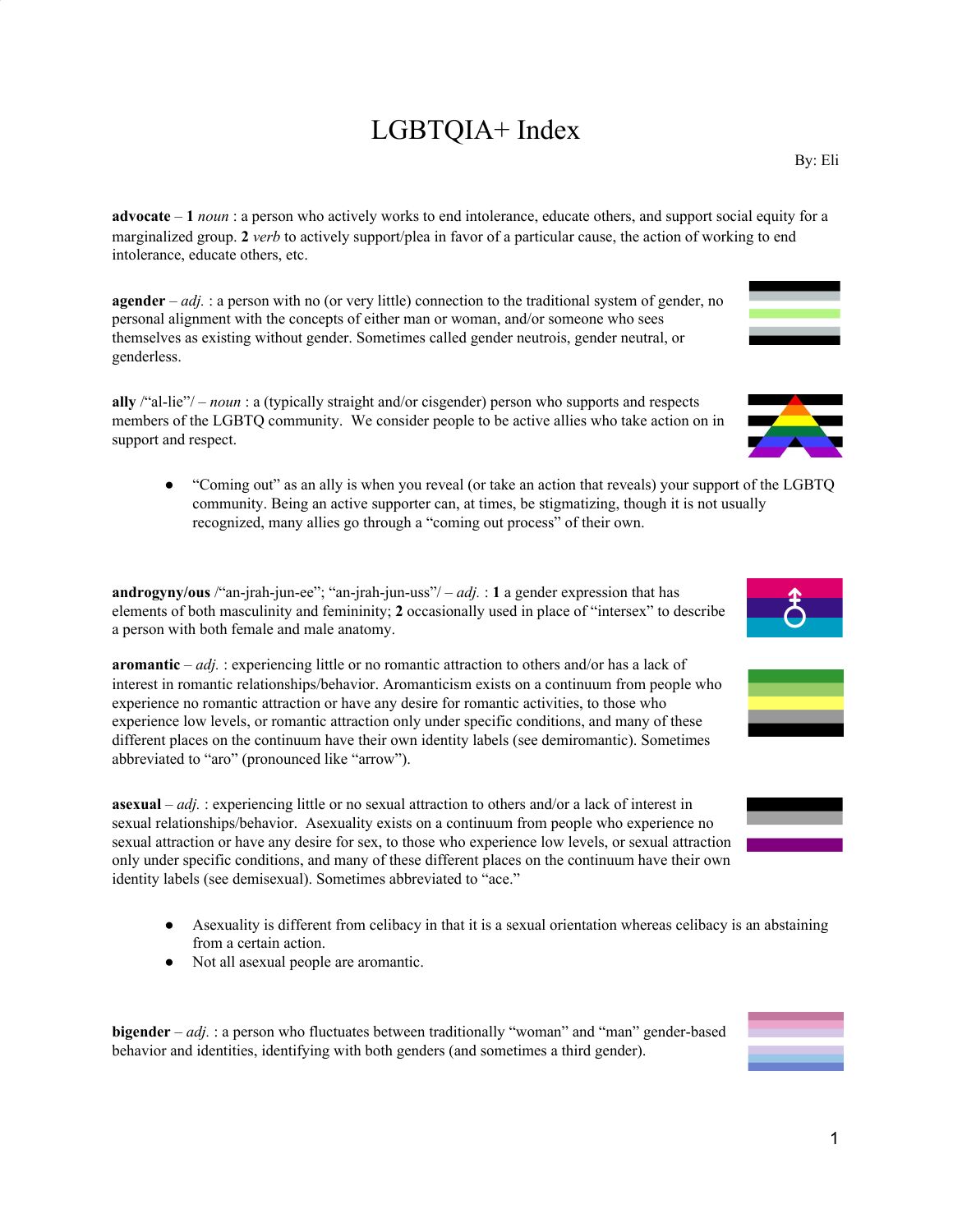# LGBTQIA+ Index

By: Eli

**advocate** – **1** *noun* : a person who actively works to end intolerance, educate others, and support social equity for a marginalized group. **2** *verb* to actively support/plea in favor of a particular cause, the action of working to end intolerance, educate others, etc.

**agender** – *adj.* : a person with no (or very little) connection to the traditional system of gender, no personal alignment with the concepts of either man or woman, and/or someone who sees themselves as existing without gender. Sometimes called gender neutrois, gender neutral, or genderless.

**ally** /"al-lie"/ – *noun* : a (typically straight and/or cisgender) person who supports and respects members of the LGBTQ community. We consider people to be active allies who take action on in support and respect.

- "Coming out" as an ally is when you reveal (or take an action that reveals) your support of the LGBTQ community. Being an active supporter can, at times, be stigmatizing, though it is not usually recognized, many allies go through a "coming out process" of their own.

**androgyny/ous** /"an-jrah-jun-ee"; "an-jrah-jun-uss"/ – *adj.* : **1** a gender expression that has elements of both masculinity and femininity; **2** occasionally used in place of "intersex" to describe a person with both female and male anatomy.

**aromantic** – *adj.* : experiencing little or no romantic attraction to others and/or has a lack of interest in romantic relationships/behavior. Aromanticism exists on a continuum from people who experience no romantic attraction or have any desire for romantic activities, to those who experience low levels, or romantic attraction only under specific conditions, and many of these different places on the continuum have their own identity labels (see demiromantic). Sometimes abbreviated to "aro" (pronounced like "arrow").

**asexual** – *adj.* : experiencing little or no sexual attraction to others and/or a lack of interest in sexual relationships/behavior. Asexuality exists on a continuum from people who experience no sexual attraction or have any desire for sex, to those who experience low levels, or sexual attraction only under specific conditions, and many of these different places on the continuum have their own identity labels (see demisexual). Sometimes abbreviated to "ace."

- Asexuality is different from celibacy in that it is a sexual orientation whereas celibacy is an abstaining from a certain action.
- Not all asexual people are aromantic.

**bigender** – *adj.* : a person who fluctuates between traditionally "woman" and "man" gender-based behavior and identities, identifying with both genders (and sometimes a third gender).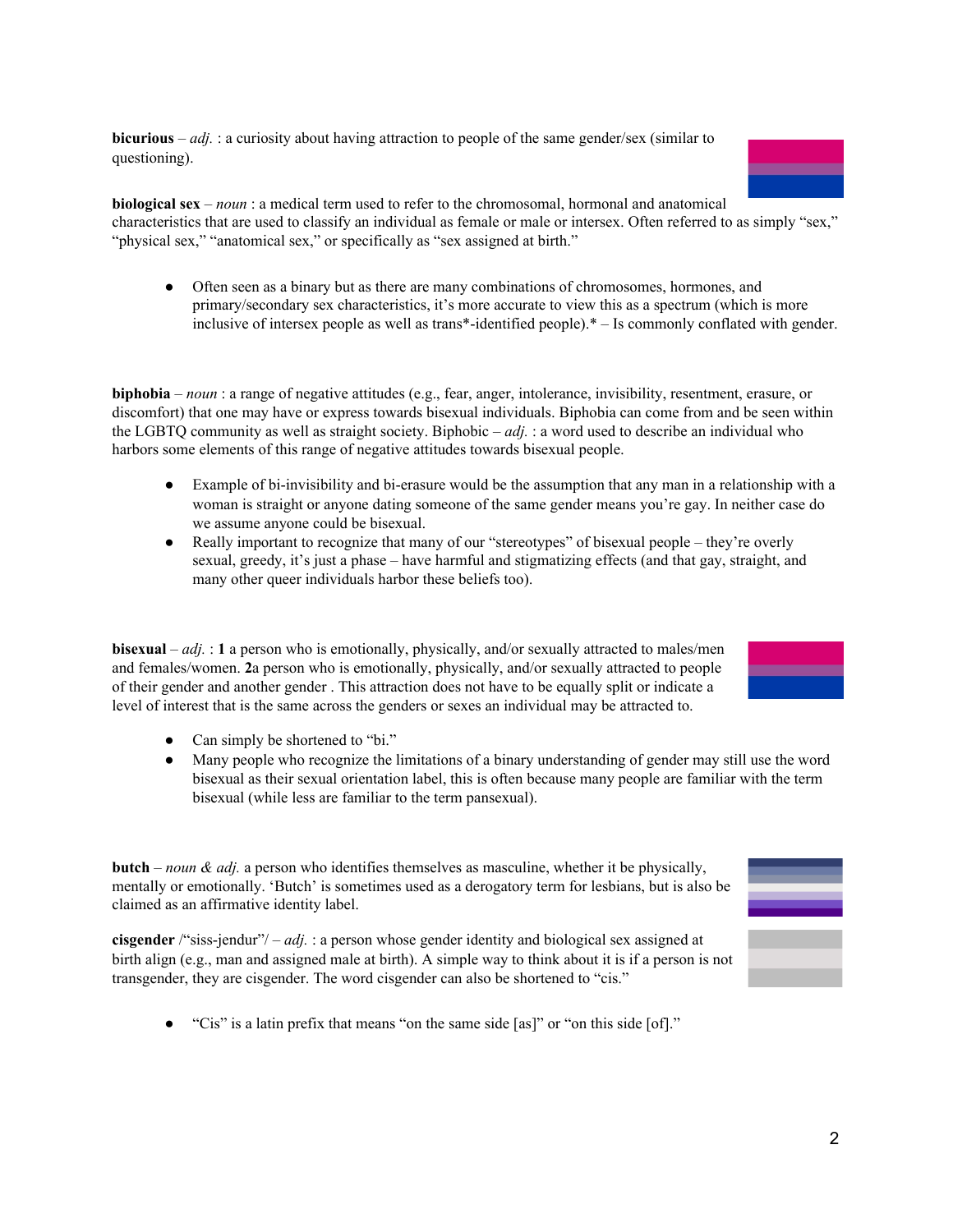**bicurious** – *adj.* : a curiosity about having attraction to people of the same gender/sex (similar to questioning).

**biological sex** – *noun* : a medical term used to refer to the chromosomal, hormonal and anatomical characteristics that are used to classify an individual as female or male or intersex. Often referred to as simply "sex," "physical sex," "anatomical sex," or specifically as "sex assigned at birth."

- Often seen as a binary but as there are many combinations of chromosomes, hormones, and primary/secondary sex characteristics, it's more accurate to view this as a spectrum (which is more inclusive of intersex people as well as trans*-identified people).* – Is commonly conflated with gender.

**biphobia** – *noun* : a range of negative attitudes (e.g., fear, anger, intolerance, invisibility, resentment, erasure, or discomfort) that one may have or express towards bisexual individuals. Biphobia can come from and be seen within the LGBTQ community as well as straight society. Biphobic – *adj.* : a word used to describe an individual who harbors some elements of this range of negative attitudes towards bisexual people.

- Example of bi-invisibility and bi-erasure would be the assumption that any man in a relationship with a woman is straight or anyone dating someone of the same gender means you're gay. In neither case do we assume anyone could be bisexual.
- Really important to recognize that many of our "stereotypes" of bisexual people – they're overly sexual, greedy, it's just a phase – have harmful and stigmatizing effects (and that gay, straight, and many other queer individuals harbor these beliefs too).

**bisexual** – *adj.* : **1** a person who is emotionally, physically, and/or sexually attracted to males/men and females/women. **2**a person who is emotionally, physically, and/or sexually attracted to people of their gender and another gender . This attraction does not have to be equally split or indicate a level of interest that is the same across the genders or sexes an individual may be attracted to.

- Can simply be shortened to "bi."
- Many people who recognize the limitations of a binary understanding of gender may still use the word bisexual as their sexual orientation label, this is often because many people are familiar with the term bisexual (while less are familiar to the term pansexual).

**butch** – *noun & adj.* a person who identifies themselves as masculine, whether it be physically, mentally or emotionally. 'Butch' is sometimes used as a derogatory term for lesbians, but is also be claimed as an affirmative identity label.

**cisgender** /"siss-jendur"/ – *adj.* : a person whose gender identity and biological sex assigned at birth align (e.g., man and assigned male at birth). A simple way to think about it is if a person is not transgender, they are cisgender. The word cisgender can also be shortened to "cis."

- "Cis" is a latin prefix that means "on the same side [as]" or "on this side [of]."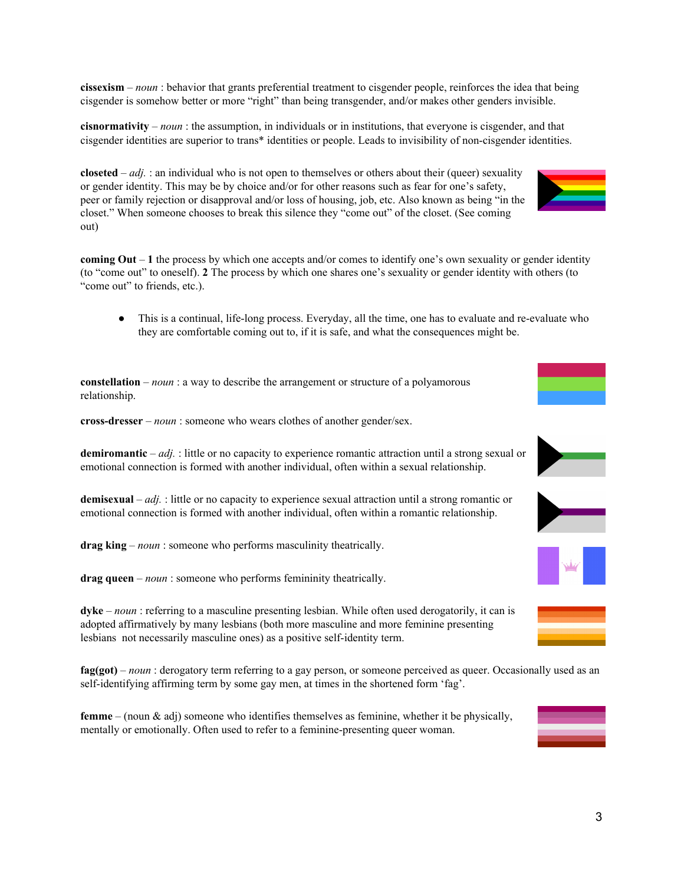**cissexism** – *noun* : behavior that grants preferential treatment to cisgender people, reinforces the idea that being cisgender is somehow better or more "right" than being transgender, and/or makes other genders invisible.

**cisnormativity** – *noun* : the assumption, in individuals or in institutions, that everyone is cisgender, and that cisgender identities are superior to trans* identities or people. Leads to invisibility of non-cisgender identities.

**closeted** – *adj.* : an individual who is not open to themselves or others about their (queer) sexuality or gender identity. This may be by choice and/or for other reasons such as fear for one's safety, peer or family rejection or disapproval and/or loss of housing, job, etc. Also known as being "in the closet." When someone chooses to break this silence they "come out" of the closet. (See coming out)

**coming Out** – **1** the process by which one accepts and/or comes to identify one's own sexuality or gender identity (to "come out" to oneself). **2** The process by which one shares one's sexuality or gender identity with others (to "come out" to friends, etc.).

- This is a continual, life-long process. Everyday, all the time, one has to evaluate and re-evaluate who they are comfortable coming out to, if it is safe, and what the consequences might be.

**constellation** – *noun* : a way to describe the arrangement or structure of a polyamorous relationship.

**cross-dresser** – *noun* : someone who wears clothes of another gender/sex.

**demiromantic** – *adj.* : little or no capacity to experience romantic attraction until a strong sexual or emotional connection is formed with another individual, often within a sexual relationship.

**demisexual** – *adj.* : little or no capacity to experience sexual attraction until a strong romantic or emotional connection is formed with another individual, often within a romantic relationship.

**drag king** – *noun* : someone who performs masculinity theatrically.

**drag queen** – *noun* : someone who performs femininity theatrically.

**dyke** – *noun* : referring to a masculine presenting lesbian. While often used derogatorily, it can is adopted affirmatively by many lesbians (both more masculine and more feminine presenting lesbians not necessarily masculine ones) as a positive self-identity term.

**fag(got)** – *noun* : derogatory term referring to a gay person, or someone perceived as queer. Occasionally used as an self-identifying affirming term by some gay men, at times in the shortened form 'fag'.

**femme** – (noun & adj) someone who identifies themselves as feminine, whether it be physically, mentally or emotionally. Often used to refer to a feminine-presenting queer woman.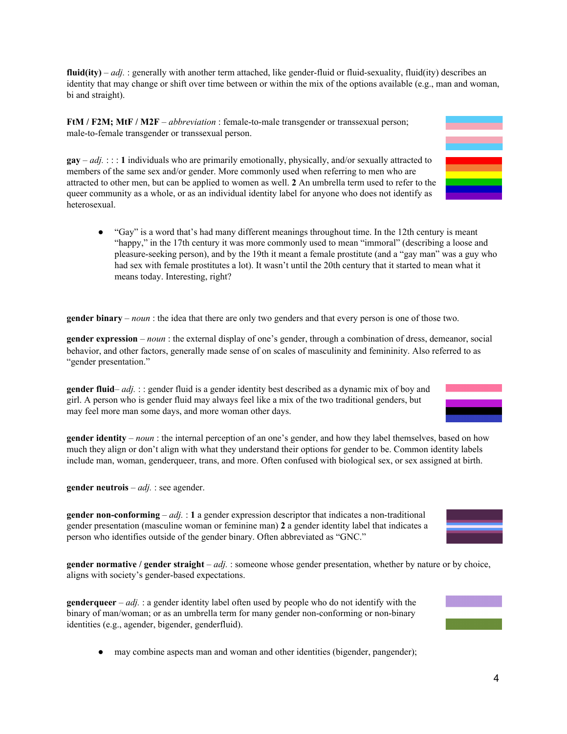**fluid(ity)** – *adj.* : generally with another term attached, like gender-fluid or fluid-sexuality, fluid(ity) describes an identity that may change or shift over time between or within the mix of the options available (e.g., man and woman, bi and straight).

**FtM / F2M; MtF / M2F** – *abbreviation* : female-to-male transgender or transsexual person; male-to-female transgender or transsexual person.

**gay** – *adj.* : : : **1** individuals who are primarily emotionally, physically, and/or sexually attracted to members of the same sex and/or gender. More commonly used when referring to men who are attracted to other men, but can be applied to women as well. **2** An umbrella term used to refer to the queer community as a whole, or as an individual identity label for anyone who does not identify as heterosexual.

- "Gay" is a word that's had many different meanings throughout time. In the 12th century is meant "happy," in the 17th century it was more commonly used to mean "immoral" (describing a loose and pleasure-seeking person), and by the 19th it meant a female prostitute (and a "gay man" was a guy who had sex with female prostitutes a lot). It wasn't until the 20th century that it started to mean what it means today. Interesting, right?

**gender binary** – *noun* : the idea that there are only two genders and that every person is one of those two.

**gender expression** – *noun* : the external display of one's gender, through a combination of dress, demeanor, social behavior, and other factors, generally made sense of on scales of masculinity and femininity. Also referred to as "gender presentation."

**gender fluid**– *adj.* : : gender fluid is a gender identity best described as a dynamic mix of boy and girl. A person who is gender fluid may always feel like a mix of the two traditional genders, but may feel more man some days, and more woman other days.

**gender identity** – *noun* : the internal perception of an one's gender, and how they label themselves, based on how much they align or don't align with what they understand their options for gender to be. Common identity labels include man, woman, genderqueer, trans, and more. Often confused with biological sex, or sex assigned at birth.

**gender neutrois** – *adj.* : see agender.

**gender non-conforming** – *adj.* : **1** a gender expression descriptor that indicates a non-traditional gender presentation (masculine woman or feminine man) **2** a gender identity label that indicates a person who identifies outside of the gender binary. Often abbreviated as "GNC."

**gender normative / gender straight** – *adj.* : someone whose gender presentation, whether by nature or by choice, aligns with society's gender-based expectations.

**genderqueer** – *adj.* : a gender identity label often used by people who do not identify with the binary of man/woman; or as an umbrella term for many gender non-conforming or non-binary identities (e.g., agender, bigender, genderfluid).

- may combine aspects man and woman and other identities (bigender, pangender);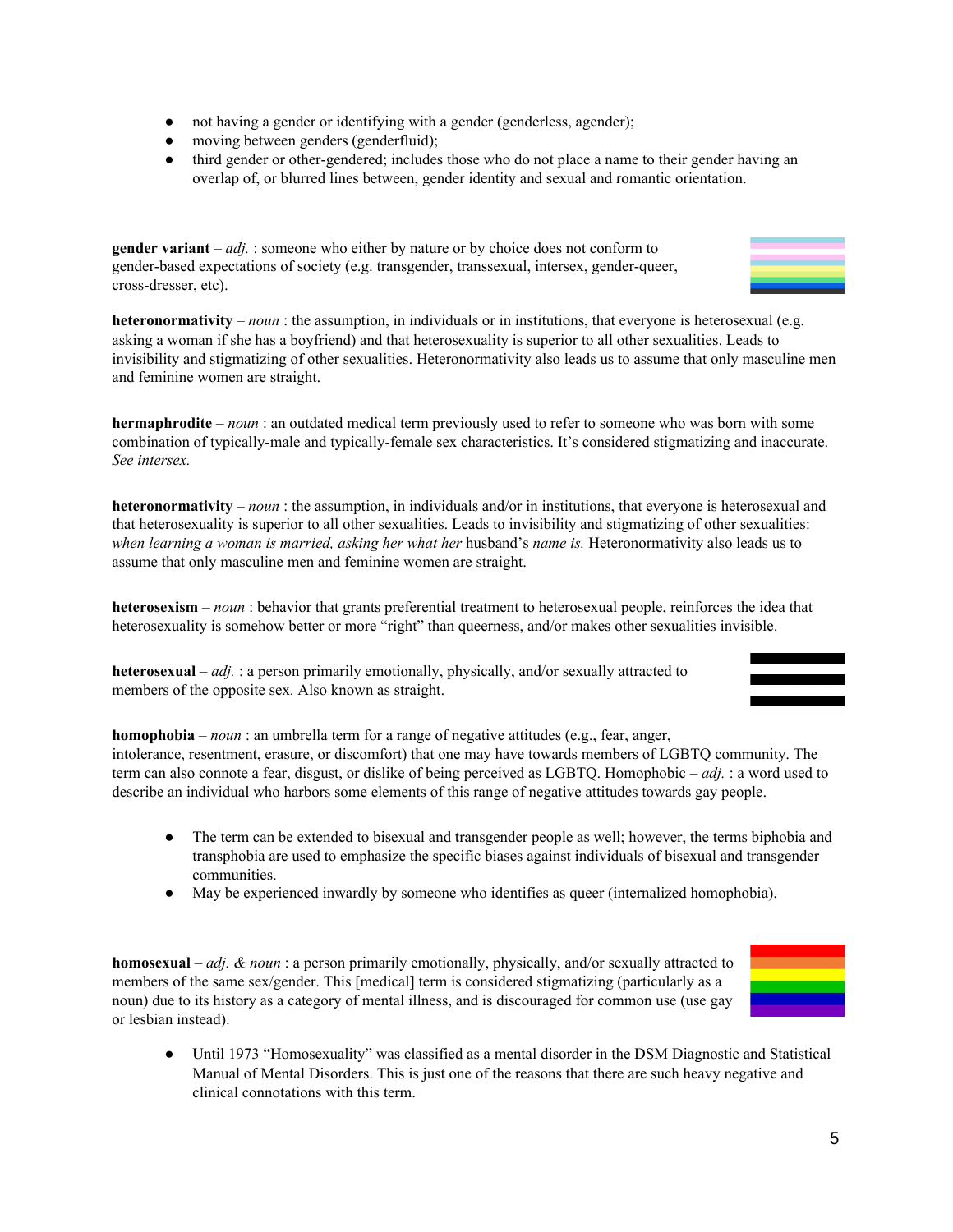- not having a gender or identifying with a gender (genderless, agender);
- moving between genders (genderfluid);
- third gender or other-gendered; includes those who do not place a name to their gender having an overlap of, or blurred lines between, gender identity and sexual and romantic orientation.

**gender variant** – *adj.* : someone who either by nature or by choice does not conform to gender-based expectations of society (e.g. transgender, transsexual, intersex, gender-queer, cross-dresser, etc).

**heteronormativity** – *noun* : the assumption, in individuals or in institutions, that everyone is heterosexual (e.g. asking a woman if she has a boyfriend) and that heterosexuality is superior to all other sexualities. Leads to invisibility and stigmatizing of other sexualities. Heteronormativity also leads us to assume that only masculine men and feminine women are straight.

**hermaphrodite** – *noun* : an outdated medical term previously used to refer to someone who was born with some combination of typically-male and typically-female sex characteristics. It's considered stigmatizing and inaccurate. *See intersex.*

**heteronormativity** – *noun* : the assumption, in individuals and/or in institutions, that everyone is heterosexual and that heterosexuality is superior to all other sexualities. Leads to invisibility and stigmatizing of other sexualities: *when learning a woman is married, asking her what her* husband's *name is.* Heteronormativity also leads us to assume that only masculine men and feminine women are straight.

**heterosexism** – *noun* : behavior that grants preferential treatment to heterosexual people, reinforces the idea that heterosexuality is somehow better or more "right" than queerness, and/or makes other sexualities invisible.

**heterosexual** – *adj.* : a person primarily emotionally, physically, and/or sexually attracted to members of the opposite sex. Also known as straight.

**homophobia** – *noun* : an umbrella term for a range of negative attitudes (e.g., fear, anger, intolerance, resentment, erasure, or discomfort) that one may have towards members of LGBTQ community. The term can also connote a fear, disgust, or dislike of being perceived as LGBTQ. Homophobic – *adj.* : a word used to describe an individual who harbors some elements of this range of negative attitudes towards gay people.

- The term can be extended to bisexual and transgender people as well; however, the terms biphobia and transphobia are used to emphasize the specific biases against individuals of bisexual and transgender communities.
- May be experienced inwardly by someone who identifies as queer (internalized homophobia).

**homosexual** – *adj. & noun* : a person primarily emotionally, physically, and/or sexually attracted to members of the same sex/gender. This [medical] term is considered stigmatizing (particularly as a noun) due to its history as a category of mental illness, and is discouraged for common use (use gay or lesbian instead).

- Until 1973 "Homosexuality" was classified as a mental disorder in the DSM Diagnostic and Statistical Manual of Mental Disorders. This is just one of the reasons that there are such heavy negative and clinical connotations with this term.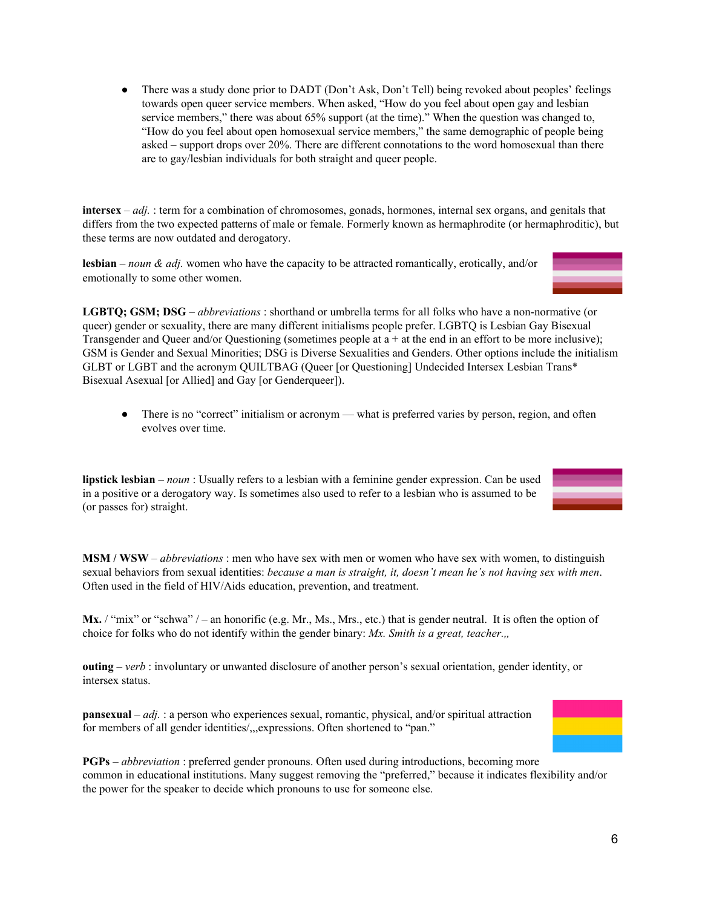- There was a study done prior to DADT (Don't Ask, Don't Tell) being revoked about peoples' feelings towards open queer service members. When asked, "How do you feel about open gay and lesbian service members," there was about 65% support (at the time)." When the question was changed to, "How do you feel about open homosexual service members," the same demographic of people being asked – support drops over 20%. There are different connotations to the word homosexual than there are to gay/lesbian individuals for both straight and queer people.

**intersex** – *adj.* : term for a combination of chromosomes, gonads, hormones, internal sex organs, and genitals that differs from the two expected patterns of male or female. Formerly known as hermaphrodite (or hermaphroditic), but these terms are now outdated and derogatory.

**lesbian** – *noun & adj.* women who have the capacity to be attracted romantically, erotically, and/or emotionally to some other women.

**LGBTQ; GSM; DSG** – *abbreviations* : shorthand or umbrella terms for all folks who have a non-normative (or queer) gender or sexuality, there are many different initialisms people prefer. LGBTQ is Lesbian Gay Bisexual Transgender and Queer and/or Questioning (sometimes people at a + at the end in an effort to be more inclusive); GSM is Gender and Sexual Minorities; DSG is Diverse Sexualities and Genders. Other options include the initialism GLBT or LGBT and the acronym QUILTBAG (Queer [or Questioning] Undecided Intersex Lesbian Trans* Bisexual Asexual [or Allied] and Gay [or Genderqueer]).

- There is no "correct" initialism or acronym — what is preferred varies by person, region, and often evolves over time.

**lipstick lesbian** – *noun* : Usually refers to a lesbian with a feminine gender expression. Can be used in a positive or a derogatory way. Is sometimes also used to refer to a lesbian who is assumed to be (or passes for) straight.

**MSM / WSW** – *abbreviations* : men who have sex with men or women who have sex with women, to distinguish sexual behaviors from sexual identities: *because a man is straight, it, doesn't mean he's not having sex with men*. Often used in the field of HIV/Aids education, prevention, and treatment.

**Mx.** / "mix" or "schwa" / – an honorific (e.g. Mr., Ms., Mrs., etc.) that is gender neutral. It is often the option of choice for folks who do not identify within the gender binary: *Mx. Smith is a great, teacher.,,*

**outing** – *verb* : involuntary or unwanted disclosure of another person's sexual orientation, gender identity, or intersex status.

**pansexual** – *adj.* : a person who experiences sexual, romantic, physical, and/or spiritual attraction for members of all gender identities/,,,expressions. Often shortened to "pan."

**PGPs** – *abbreviation* : preferred gender pronouns. Often used during introductions, becoming more common in educational institutions. Many suggest removing the "preferred," because it indicates flexibility and/or the power for the speaker to decide which pronouns to use for someone else.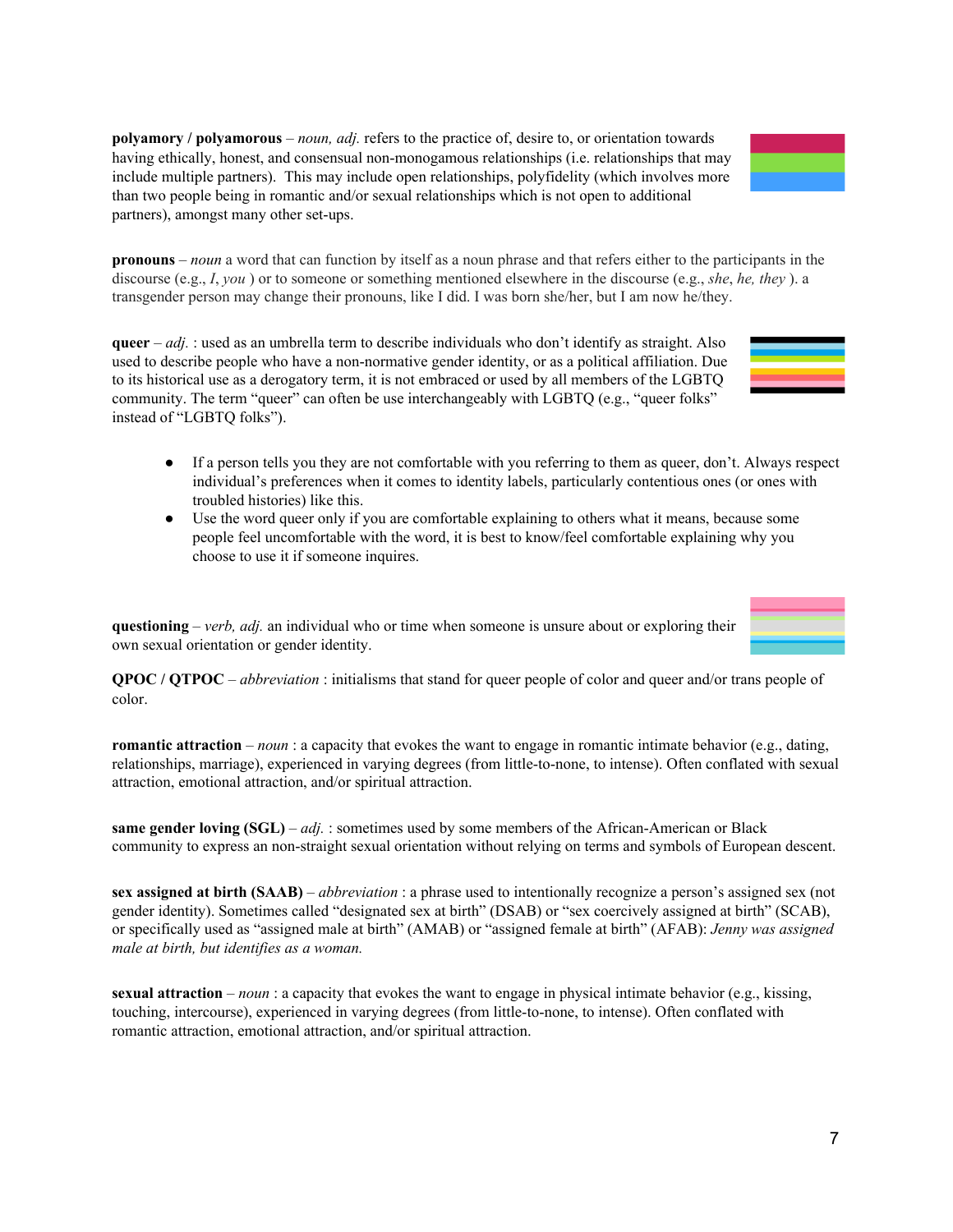**polyamory / polyamorous** – *noun, adj.* refers to the practice of, desire to, or orientation towards having ethically, honest, and consensual non-monogamous relationships (i.e. relationships that may include multiple partners). This may include open relationships, polyfidelity (which involves more than two people being in romantic and/or sexual relationships which is not open to additional partners), amongst many other set-ups.

**pronouns** – *noun* a word that can function by itself as a noun phrase and that refers either to the participants in the discourse (e.g., *I*, *you* ) or to someone or something mentioned elsewhere in the discourse (e.g., *she*, *he, they* ). a transgender person may change their pronouns, like I did. I was born she/her, but I am now he/they.

**queer** – *adj.* : used as an umbrella term to describe individuals who don't identify as straight. Also used to describe people who have a non-normative gender identity, or as a political affiliation. Due to its historical use as a derogatory term, it is not embraced or used by all members of the LGBTQ community. The term "queer" can often be use interchangeably with LGBTQ (e.g., "queer folks" instead of "LGBTQ folks").

- If a person tells you they are not comfortable with you referring to them as queer, don't. Always respect individual's preferences when it comes to identity labels, particularly contentious ones (or ones with troubled histories) like this.
- Use the word queer only if you are comfortable explaining to others what it means, because some people feel uncomfortable with the word, it is best to know/feel comfortable explaining why you choose to use it if someone inquires.

**questioning** – *verb, adj.* an individual who or time when someone is unsure about or exploring their own sexual orientation or gender identity.

**QPOC / QTPOC** – *abbreviation* : initialisms that stand for queer people of color and queer and/or trans people of color.

**romantic attraction** – *noun* : a capacity that evokes the want to engage in romantic intimate behavior (e.g., dating, relationships, marriage), experienced in varying degrees (from little-to-none, to intense). Often conflated with sexual attraction, emotional attraction, and/or spiritual attraction.

**same gender loving (SGL)** – *adj.* : sometimes used by some members of the African-American or Black community to express an non-straight sexual orientation without relying on terms and symbols of European descent.

**sex assigned at birth (SAAB)** – *abbreviation* : a phrase used to intentionally recognize a person's assigned sex (not gender identity). Sometimes called "designated sex at birth" (DSAB) or "sex coercively assigned at birth" (SCAB), or specifically used as "assigned male at birth" (AMAB) or "assigned female at birth" (AFAB): *Jenny was assigned male at birth, but identifies as a woman.*

**sexual attraction** – *noun* : a capacity that evokes the want to engage in physical intimate behavior (e.g., kissing, touching, intercourse), experienced in varying degrees (from little-to-none, to intense). Often conflated with romantic attraction, emotional attraction, and/or spiritual attraction.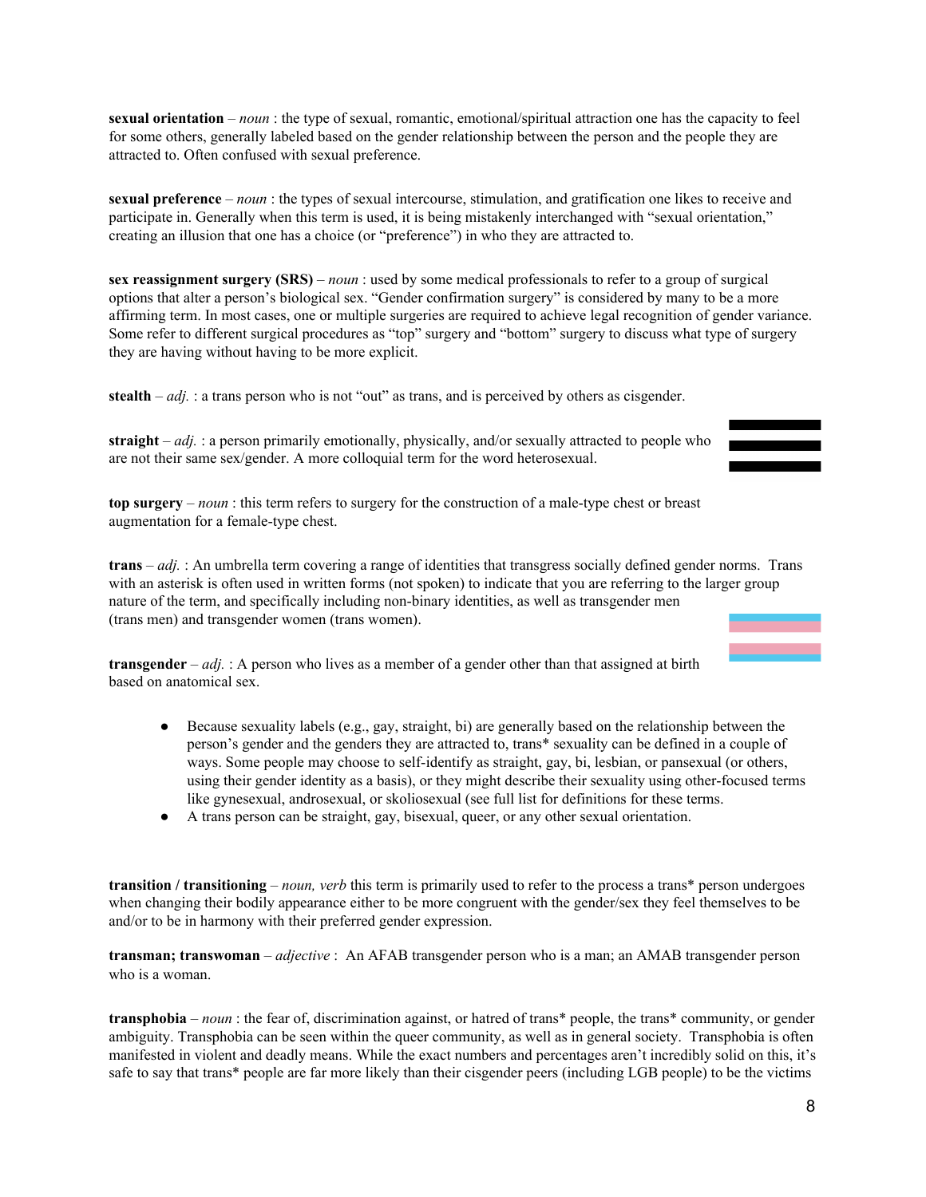**sexual orientation** – *noun* : the type of sexual, romantic, emotional/spiritual attraction one has the capacity to feel for some others, generally labeled based on the gender relationship between the person and the people they are attracted to. Often confused with sexual preference.

**sexual preference** – *noun* : the types of sexual intercourse, stimulation, and gratification one likes to receive and participate in. Generally when this term is used, it is being mistakenly interchanged with "sexual orientation," creating an illusion that one has a choice (or "preference") in who they are attracted to.

**sex reassignment surgery (SRS)** – *noun* : used by some medical professionals to refer to a group of surgical options that alter a person's biological sex. "Gender confirmation surgery" is considered by many to be a more affirming term. In most cases, one or multiple surgeries are required to achieve legal recognition of gender variance. Some refer to different surgical procedures as "top" surgery and "bottom" surgery to discuss what type of surgery they are having without having to be more explicit.

**stealth** – *adj.* : a trans person who is not "out" as trans, and is perceived by others as cisgender.

**straight** – *adj.* : a person primarily emotionally, physically, and/or sexually attracted to people who are not their same sex/gender. A more colloquial term for the word heterosexual.

**top surgery** – *noun* : this term refers to surgery for the construction of a male-type chest or breast augmentation for a female-type chest.

**trans** – *adj.* : An umbrella term covering a range of identities that transgress socially defined gender norms. Trans with an asterisk is often used in written forms (not spoken) to indicate that you are referring to the larger group nature of the term, and specifically including non-binary identities, as well as transgender men (trans men) and transgender women (trans women).

**transgender** – *adj.* : A person who lives as a member of a gender other than that assigned at birth based on anatomical sex.

- Because sexuality labels (e.g., gay, straight, bi) are generally based on the relationship between the person's gender and the genders they are attracted to, trans* sexuality can be defined in a couple of ways. Some people may choose to self-identify as straight, gay, bi, lesbian, or pansexual (or others, using their gender identity as a basis), or they might describe their sexuality using other-focused terms like gynesexual, androsexual, or skoliosexual (see full list for definitions for these terms.
- A trans person can be straight, gay, bisexual, queer, or any other sexual orientation.

**transition / transitioning** – *noun, verb* this term is primarily used to refer to the process a trans* person undergoes when changing their bodily appearance either to be more congruent with the gender/sex they feel themselves to be and/or to be in harmony with their preferred gender expression.

**transman; transwoman** – *adjective* : An AFAB transgender person who is a man; an AMAB transgender person who is a woman.

**transphobia** – *noun* : the fear of, discrimination against, or hatred of trans* people, the trans* community, or gender ambiguity. Transphobia can be seen within the queer community, as well as in general society. Transphobia is often manifested in violent and deadly means. While the exact numbers and percentages aren't incredibly solid on this, it's safe to say that trans* people are far more likely than their cisgender peers (including LGB people) to be the victims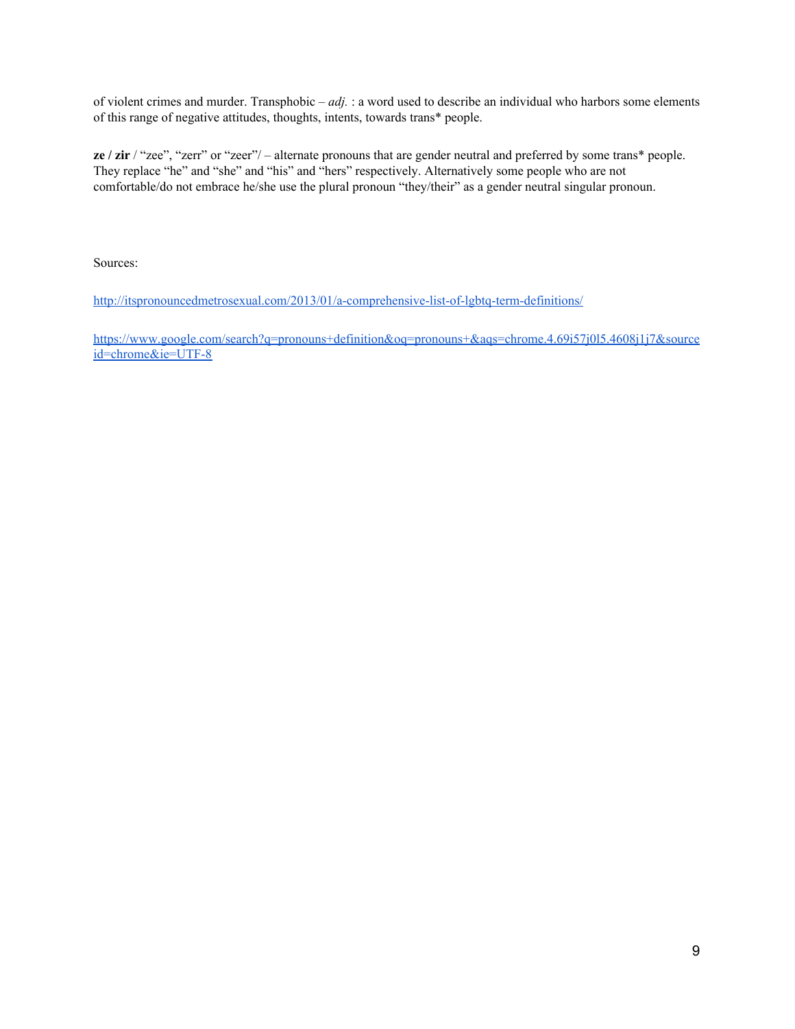of violent crimes and murder. Transphobic – *adj.* : a word used to describe an individual who harbors some elements of this range of negative attitudes, thoughts, intents, towards trans* people.

**ze / zir** / "zee", "zerr" or "zeer"/ – alternate pronouns that are gender neutral and preferred by some trans* people. They replace "he" and "she" and "his" and "hers" respectively. Alternatively some people who are not comfortable/do not embrace he/she use the plural pronoun "they/their" as a gender neutral singular pronoun.

Sources:

[http://itspronouncedmetrosexual.com/2013/01/a-comprehensive-list-of-lgbtq-term-definitions/](http://itspronouncedmetrosexual.com/2013/01/a-comprehensive-list-of-lgbtq-term-definitions/)

[https://www.google.com/search?q=pronouns+definition&oq=pronouns+&aqs=chrome.4.69i57j0l5.4608j1j7&sourceid=chrome&ie=UTF-8](https://www.google.com/search?q=pronouns+definition&oq=pronouns+&aqs=chrome.4.69i57j0l5.4608j1j7&sourceid=chrome&ie=UTF-8)